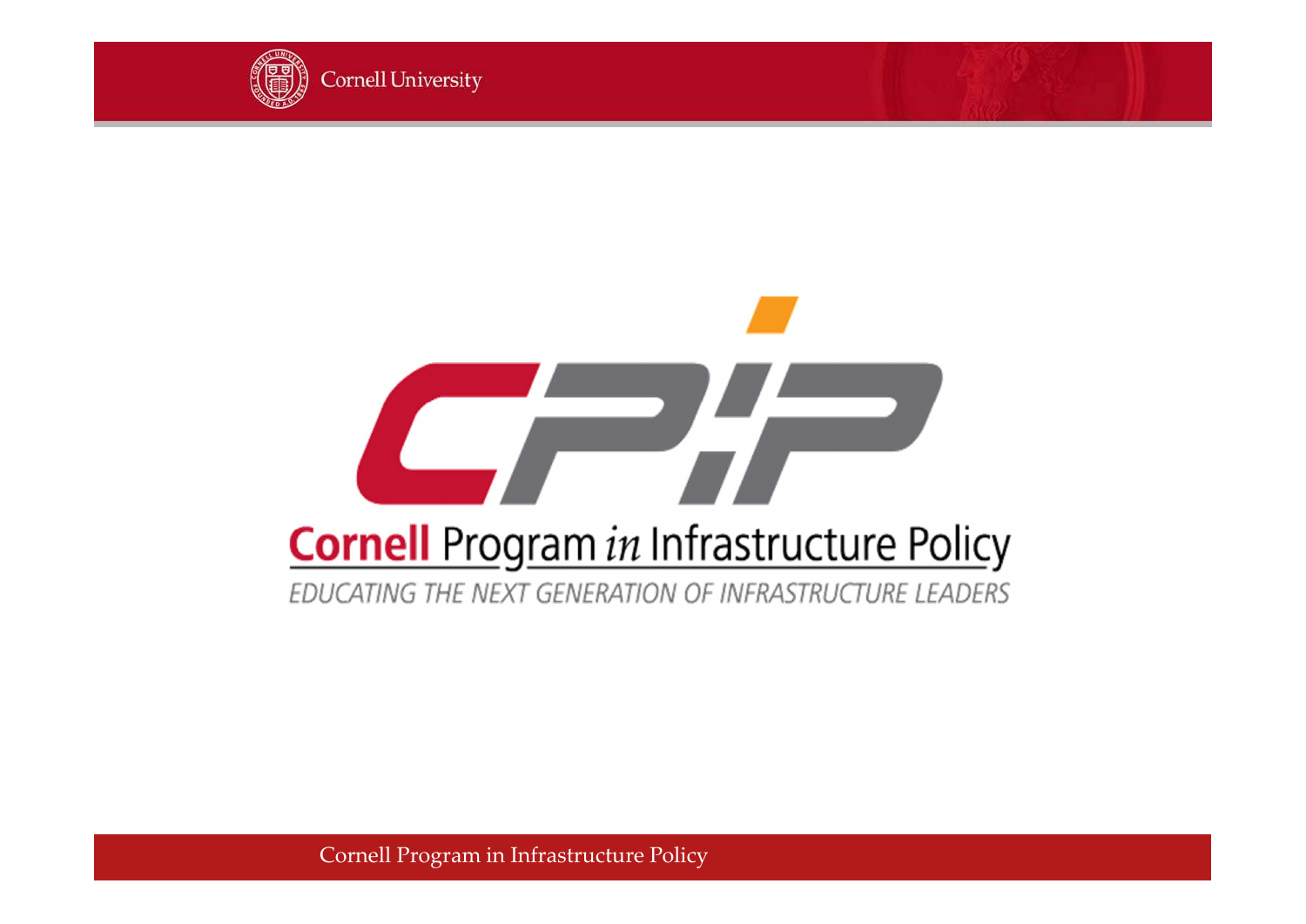# Cornell Program *in* Infrastructure Policy

EDUCATING THE NEXT GENERATION OF INFRASTRUCTURE LEADERS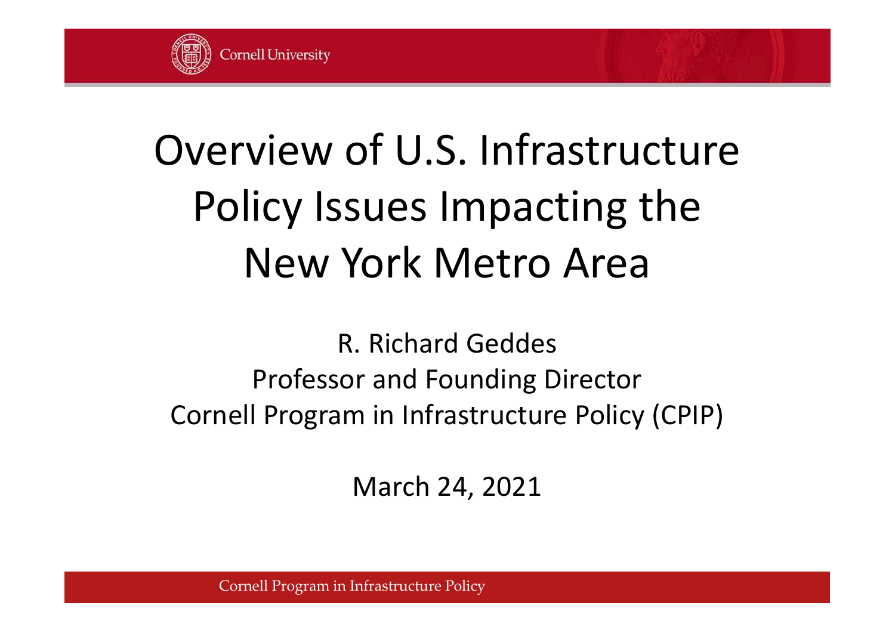# Overview of U.S. Infrastructure Policy Issues Impacting the New York Metro Area

R. Richard Geddes
Professor and Founding Director
Cornell Program in Infrastructure Policy (CPIP)

March 24, 2021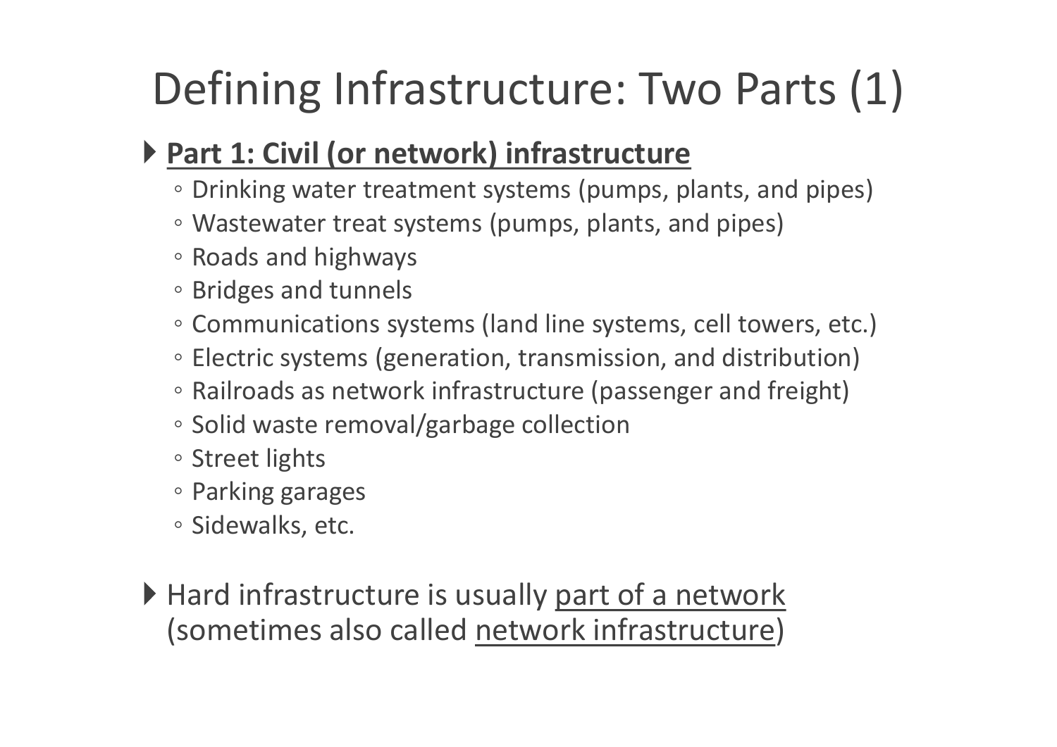# Defining Infrastructure: Two Parts (1)

- <u>**Part 1: Civil (or network) infrastructure**</u>
  - Drinking water treatment systems (pumps, plants, and pipes)
  - Wastewater treat systems (pumps, plants, and pipes)
  - Roads and highways
  - Bridges and tunnels
  - Communications systems (land line systems, cell towers, etc.)
  - Electric systems (generation, transmission, and distribution)
  - Railroads as network infrastructure (passenger and freight)
  - Solid waste removal/garbage collection
  - Street lights
  - Parking garages
  - Sidewalks, etc.

- Hard infrastructure is usually <u>part of a network</u> (sometimes also called <u>network infrastructure</u>)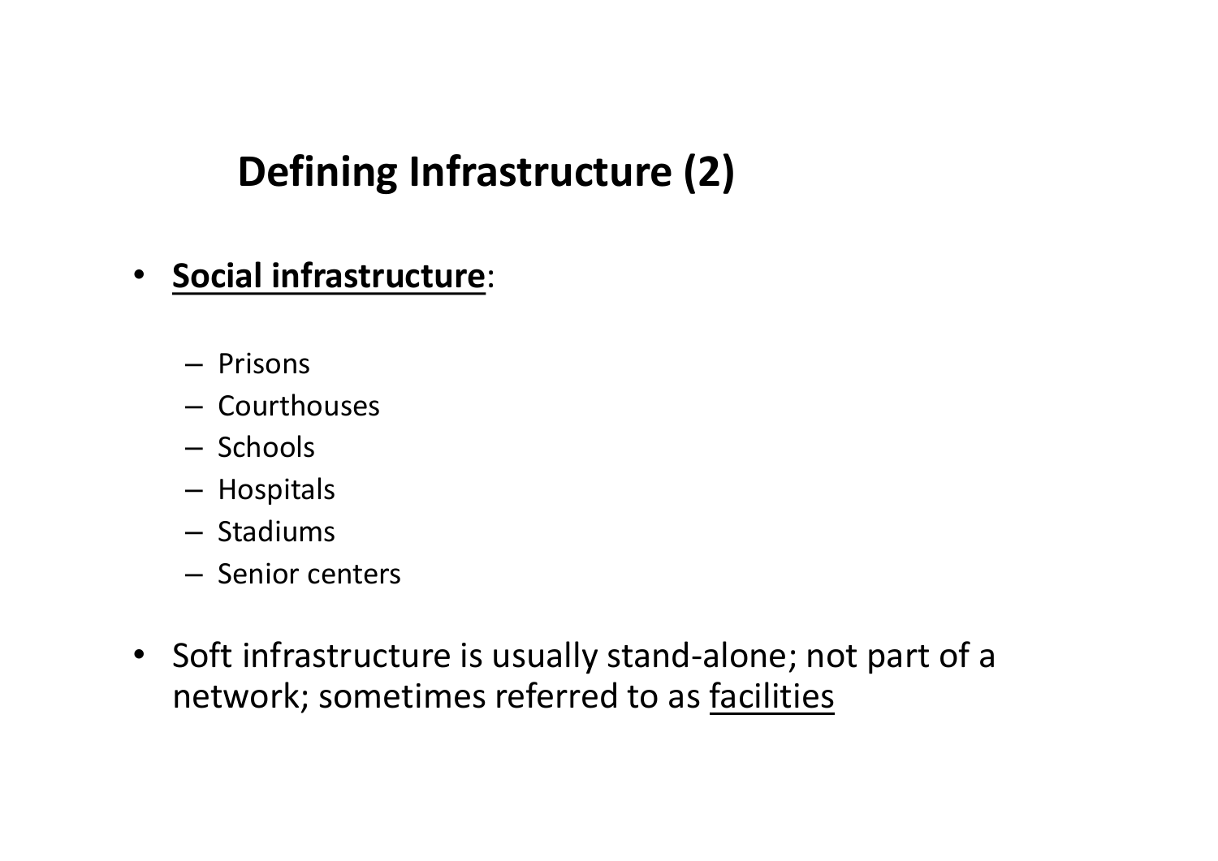# Defining Infrastructure (2)

- **<u>Social infrastructure</u>**:
  - Prisons
  - Courthouses
  - Schools
  - Hospitals
  - Stadiums
  - Senior centers
- Soft infrastructure is usually stand-alone; not part of a network; sometimes referred to as <u>facilities</u>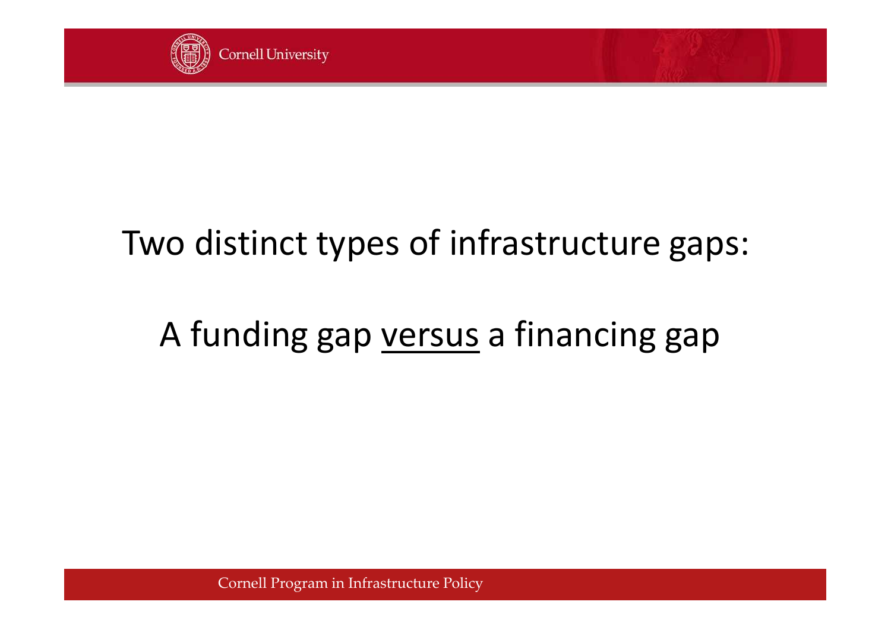Two distinct types of infrastructure gaps:

A funding gap <u>versus</u> a financing gap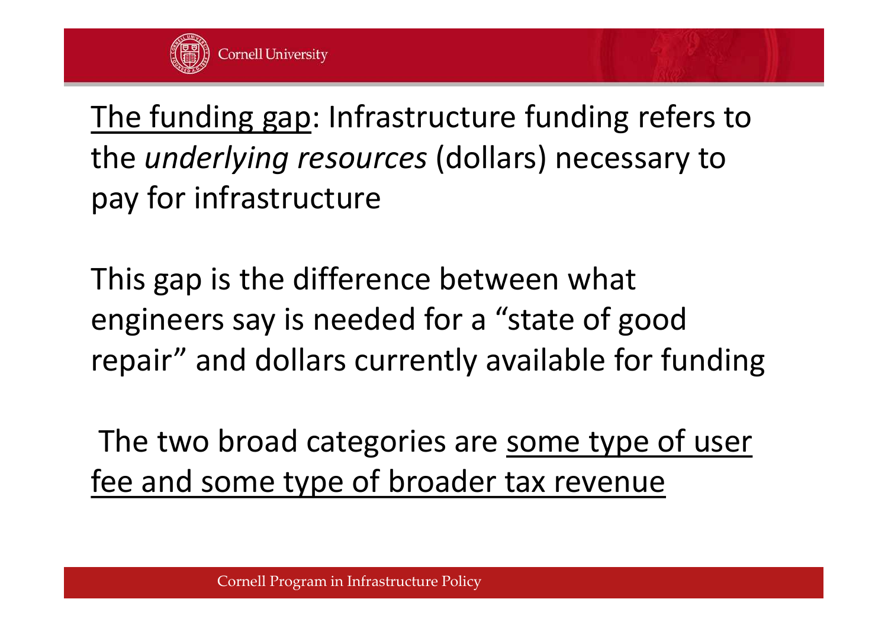The funding gap: Infrastructure funding refers to the *underlying resources* (dollars) necessary to pay for infrastructure

This gap is the difference between what engineers say is needed for a "state of good repair" and dollars currently available for funding

The two broad categories are some type of user fee and some type of broader tax revenue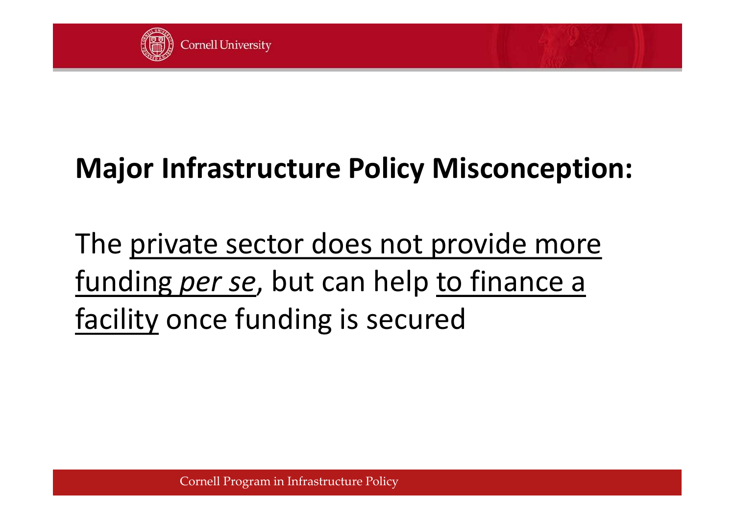## **Major Infrastructure Policy Misconception:**

The <u>private sector does not provide more funding *per se*</u>, but can help <u>to finance a facility</u> once funding is secured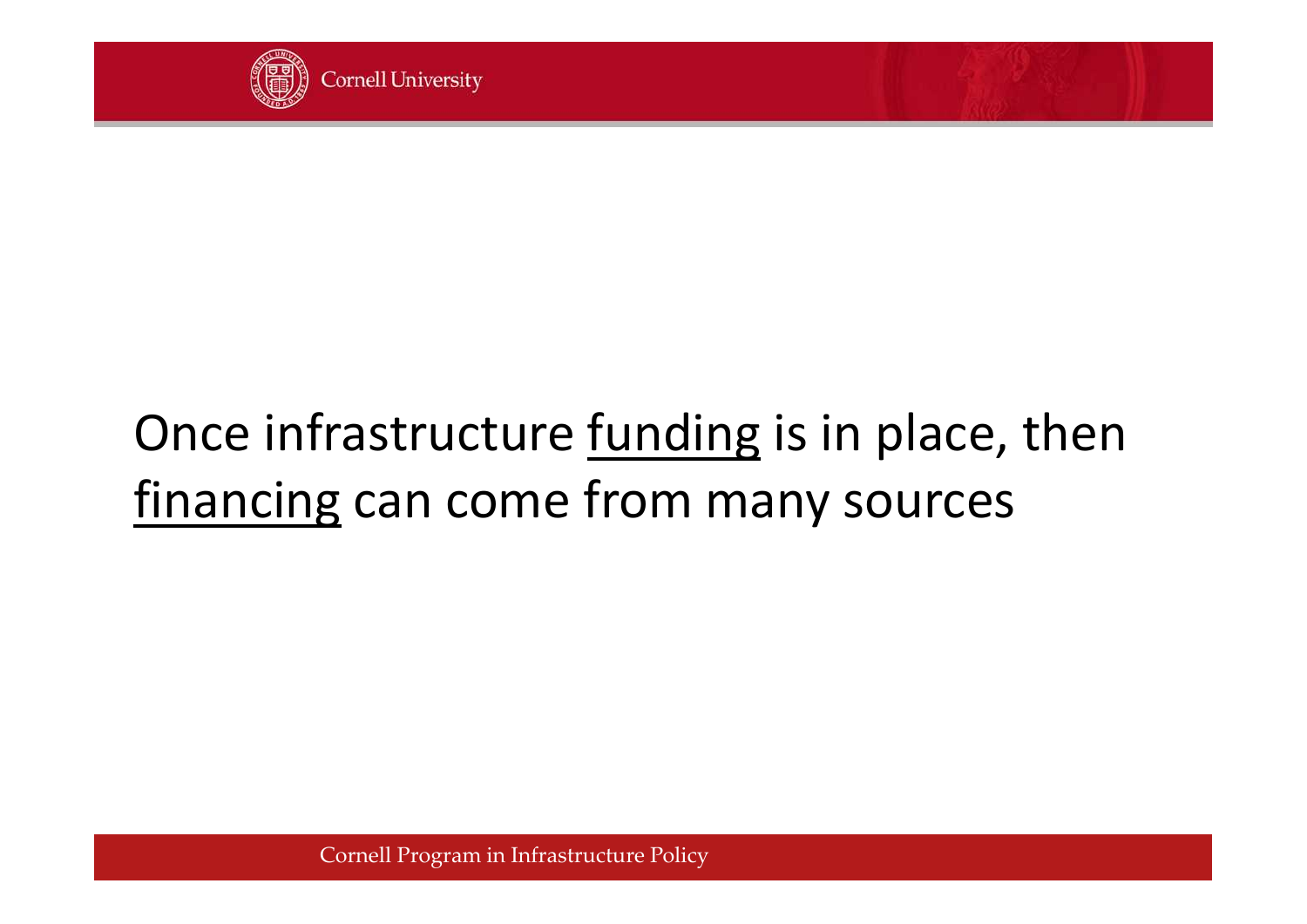Once infrastructure <u>funding</u> is in place, then <u>financing</u> can come from many sources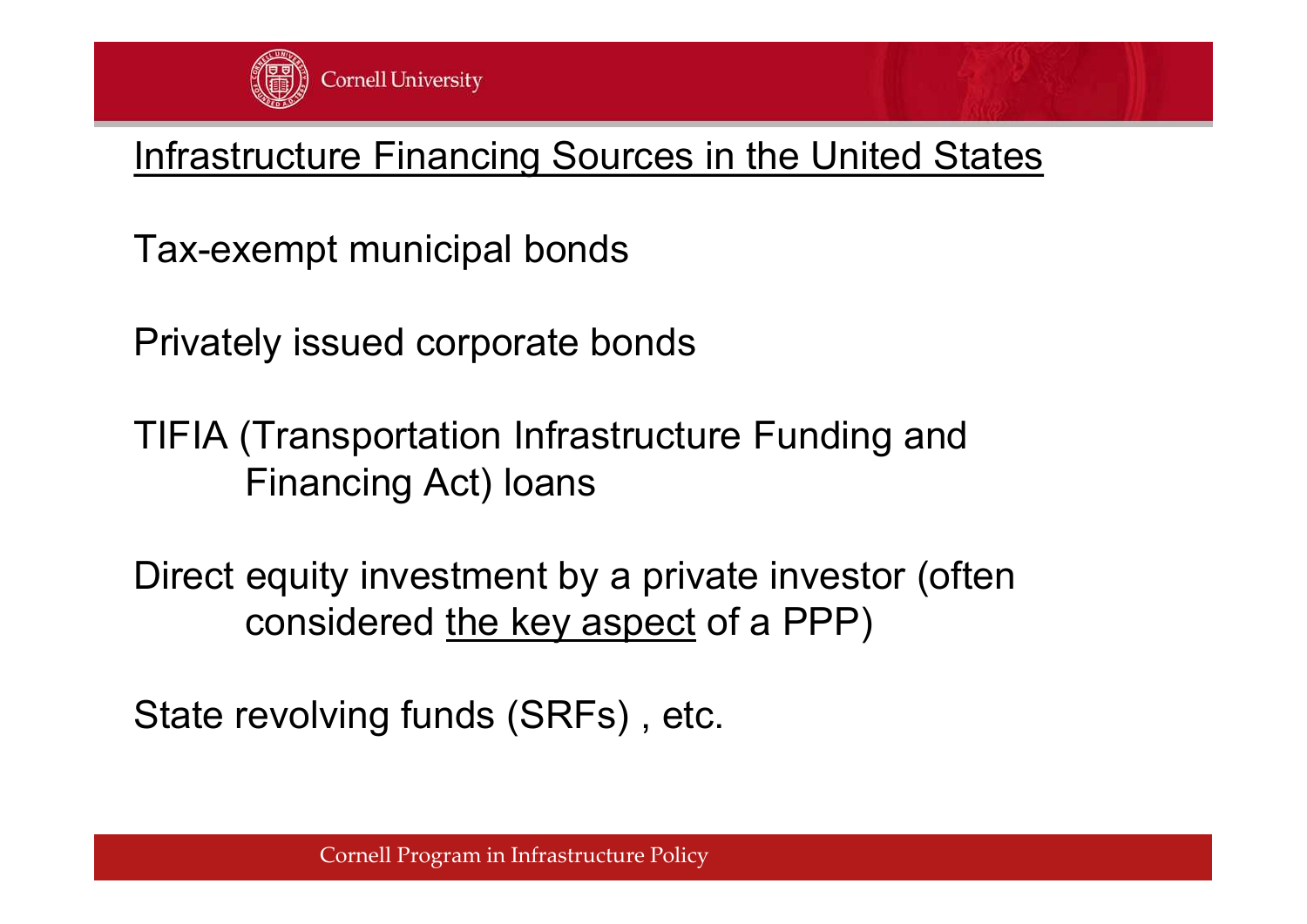## Infrastructure Financing Sources in the United States

Tax-exempt municipal bonds

Privately issued corporate bonds

TIFIA (Transportation Infrastructure Funding and Financing Act) loans

Direct equity investment by a private investor (often considered <u>the key aspect</u> of a PPP)

State revolving funds (SRFs) , etc.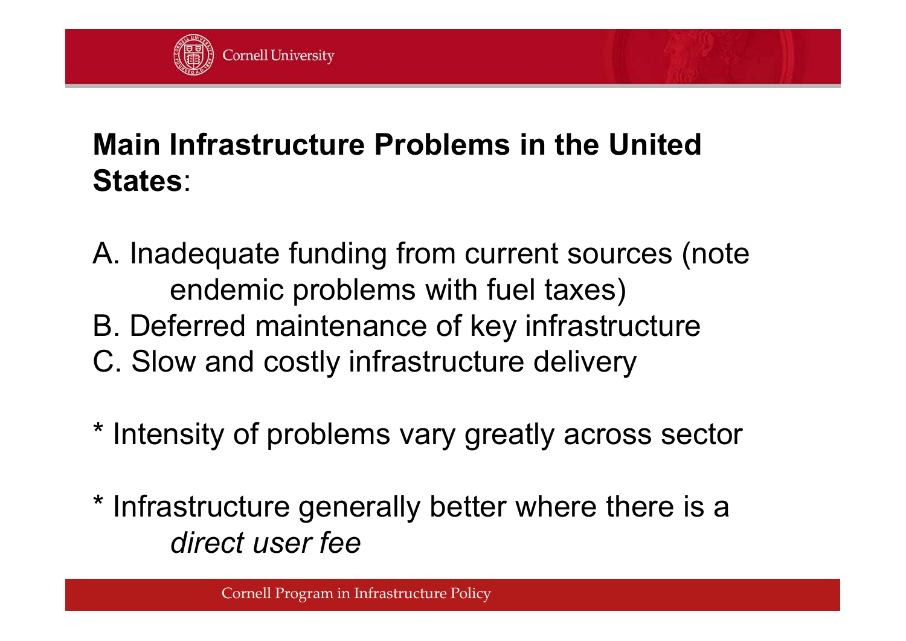## **Main Infrastructure Problems in the United States**:

A. Inadequate funding from current sources (note endemic problems with fuel taxes)
B. Deferred maintenance of key infrastructure
C. Slow and costly infrastructure delivery

* Intensity of problems vary greatly across sector

* Infrastructure generally better where there is a *direct user fee*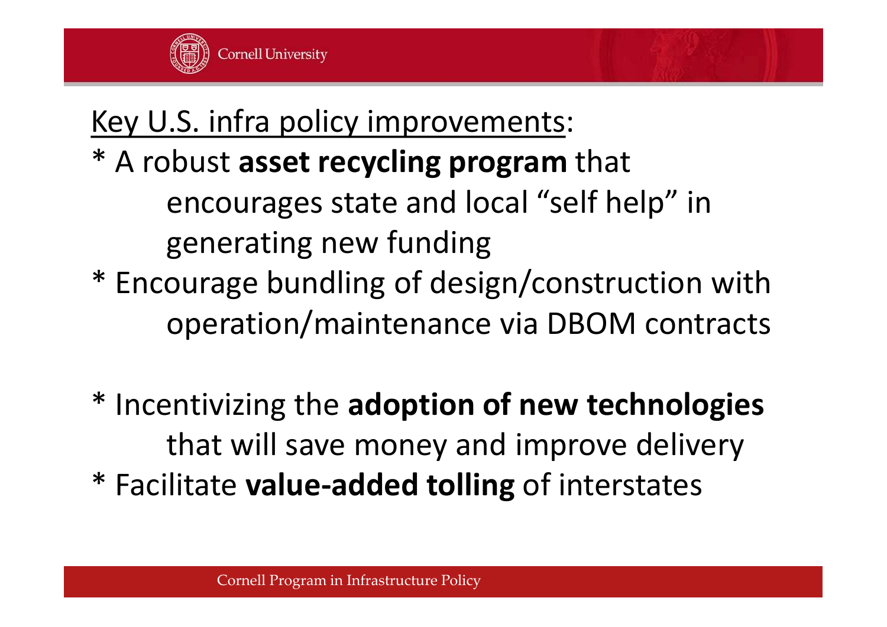Key U.S. infra policy improvements:

* A robust **asset recycling program** that encourages state and local "self help" in generating new funding
* Encourage bundling of design/construction with operation/maintenance via DBOM contracts

* Incentivizing the **adoption of new technologies** that will save money and improve delivery
* Facilitate **value-added tolling** of interstates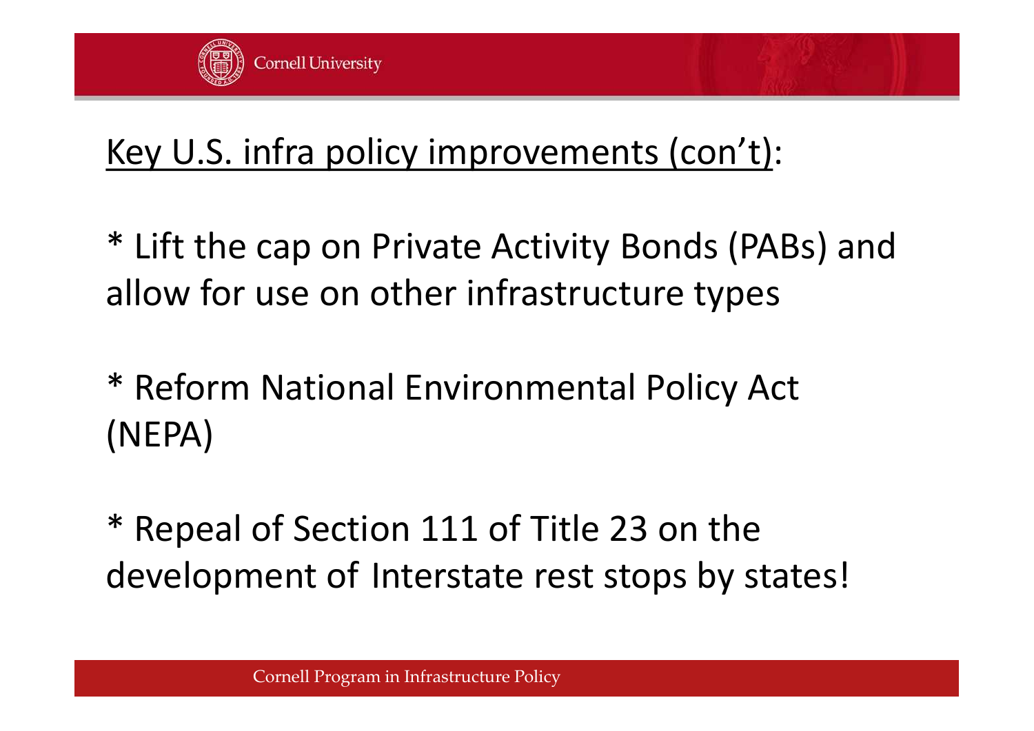## Key U.S. infra policy improvements (con't):

* Lift the cap on Private Activity Bonds (PABs) and allow for use on other infrastructure types

* Reform National Environmental Policy Act (NEPA)

* Repeal of Section 111 of Title 23 on the development of Interstate rest stops by states!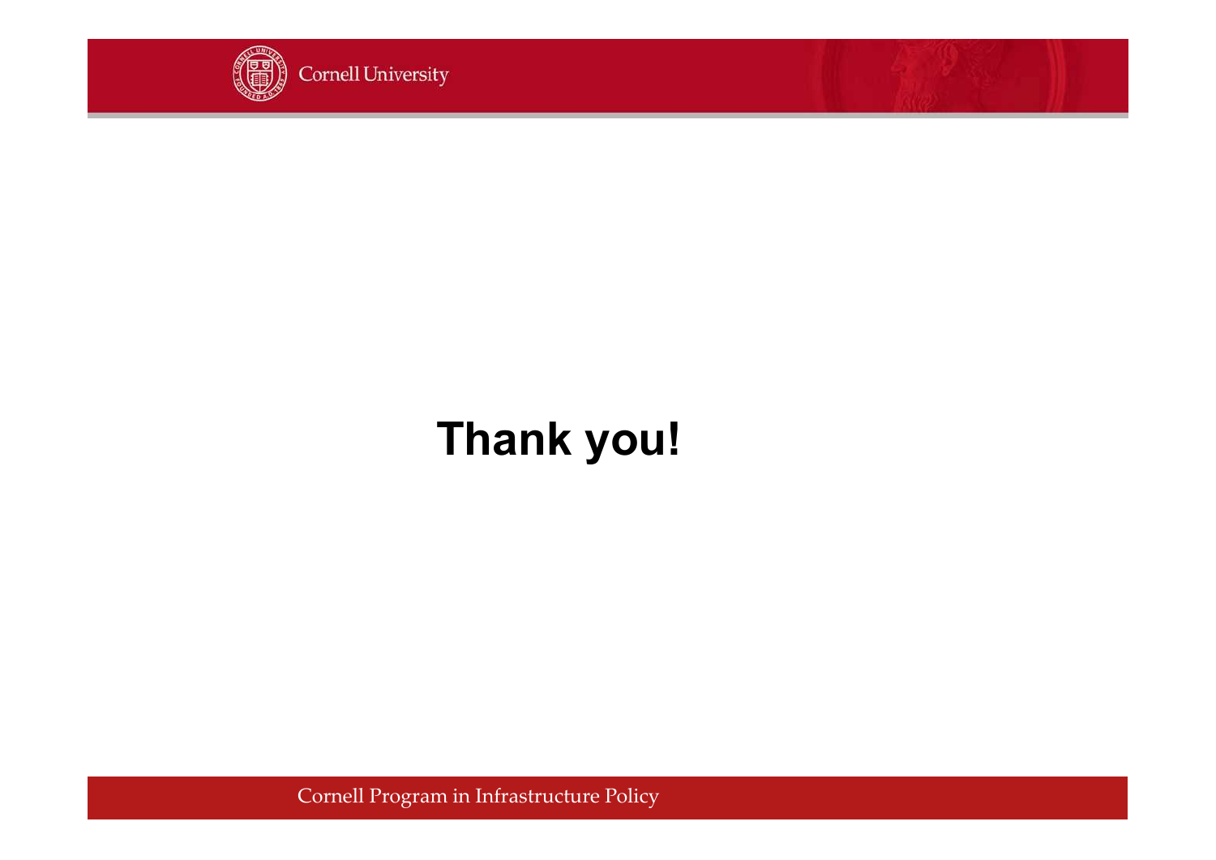# Thank you!